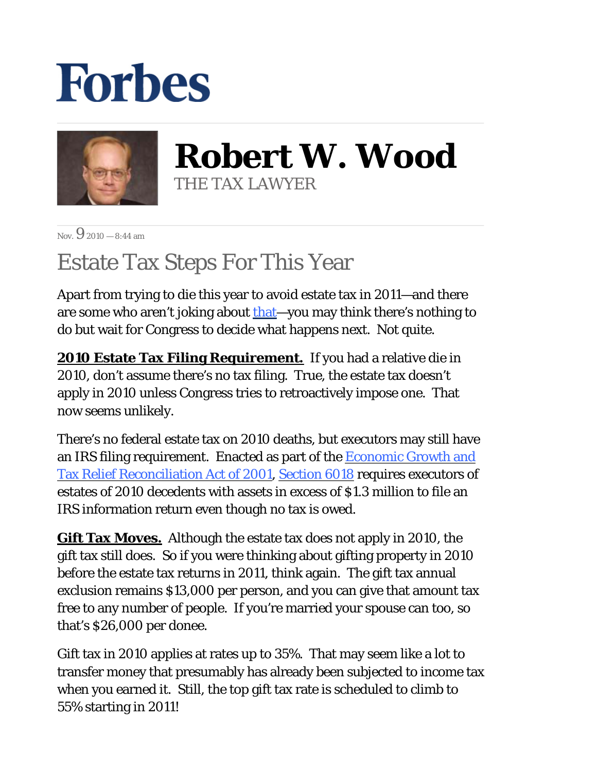Forbes

# Robert W. Wood

THE TAX LAWYER

Nov. 9 2010 — 8:44 am

## Estate Tax Steps For This Year

Apart from trying to die this year to avoid estate tax in 2011—and there are some who aren't joking about that—you may think there's nothing to do but wait for Congress to decide what happens next. Not quite.

**2010 Estate Tax Filing Requirement.** If you had a relative die in 2010, don't assume there's no tax filing. True, the estate tax doesn't apply in 2010 unless Congress tries to retroactively impose one. That now seems unlikely.

There's no federal estate tax on 2010 deaths, but executors may still have an IRS filing requirement. Enacted as part of the Economic Growth and Tax Relief Reconciliation Act of 2001, Section 6018 requires executors of estates of 2010 decedents with assets in excess of $1.3 million to file an IRS information return even though no tax is owed.

**Gift Tax Moves.** Although the estate tax does not apply in 2010, the gift tax still does. So if you were thinking about gifting property in 2010 before the estate tax returns in 2011, think again. The gift tax annual exclusion remains $13,000 per person, and you can give that amount tax free to any number of people. If you're married your spouse can too, so that's $26,000 per donee.

Gift tax in 2010 applies at rates up to 35%. That may seem like a lot to transfer money that presumably has already been subjected to income tax when you earned it. Still, the top gift tax rate is scheduled to climb to 55% starting in 2011!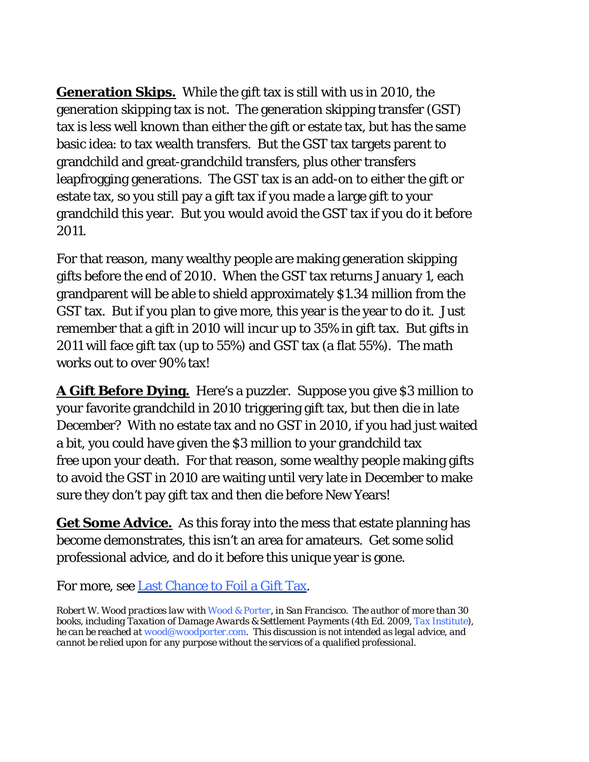**Generation Skips.** While the gift tax is still with us in 2010, the generation skipping tax is not. The generation skipping transfer (GST) tax is less well known than either the gift or estate tax, but has the same basic idea: to tax wealth transfers. But the GST tax targets parent to grandchild and great-grandchild transfers, plus other transfers leapfrogging generations. The GST tax is an add-on to either the gift or estate tax, so you still pay a gift tax if you made a large gift to your grandchild this year. But you would avoid the GST tax if you do it before 2011.

For that reason, many wealthy people are making generation skipping gifts before the end of 2010. When the GST tax returns January 1, each grandparent will be able to shield approximately $1.34 million from the GST tax. But if you plan to give more, this year is the year to do it. Just remember that a gift in 2010 will incur up to 35% in gift tax. But gifts in 2011 will face gift tax (up to 55%) and GST tax (a flat 55%). The math works out to over 90% tax!

**A Gift Before Dying.** Here's a puzzler. Suppose you give $3 million to your favorite grandchild in 2010 triggering gift tax, but then die in late December? With no estate tax and no GST in 2010, if you had just waited a bit, you could have given the $3 million to your grandchild tax free upon your death. For that reason, some wealthy people making gifts to avoid the GST in 2010 are waiting until very late in December to make sure they don't pay gift tax and then die before New Years!

**Get Some Advice.** As this foray into the mess that estate planning has become demonstrates, this isn't an area for amateurs. Get some solid professional advice, and do it before this unique year is gone.

For more, see [Last Chance to Foil a Gift Tax](#).

*Robert W. Wood practices law with Wood & Porter, in San Francisco. The author of more than 30 books, including Taxation of Damage Awards & Settlement Payments (4th Ed. 2009, Tax Institute), he can be reached at wood@woodporter.com. This discussion is not intended as legal advice, and cannot be relied upon for any purpose without the services of a qualified professional.*